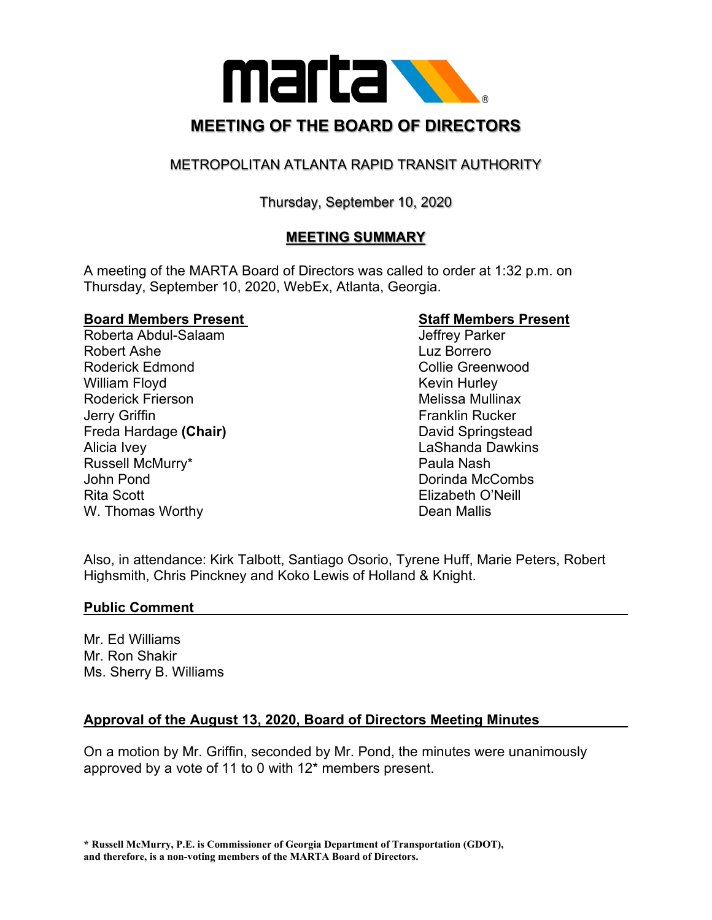# MEETING OF THE BOARD OF DIRECTORS

## METROPOLITAN ATLANTA RAPID TRANSIT AUTHORITY

Thursday, September 10, 2020

## MEETING SUMMARY

A meeting of the MARTA Board of Directors was called to order at 1:32 p.m. on Thursday, September 10, 2020, WebEx, Atlanta, Georgia.

**Board Members Present**

Roberta Abdul-Salaam
Robert Ashe
Roderick Edmond
William Floyd
Roderick Frierson
Jerry Griffin
Freda Hardage **(Chair)**
Alicia Ivey
Russell McMurry*
John Pond
Rita Scott
W. Thomas Worthy

**Staff Members Present**

Jeffrey Parker
Luz Borrero
Collie Greenwood
Kevin Hurley
Melissa Mullinax
Franklin Rucker
David Springstead
LaShanda Dawkins
Paula Nash
Dorinda McCombs
Elizabeth O'Neill
Dean Mallis

Also, in attendance: Kirk Talbott, Santiago Osorio, Tyrene Huff, Marie Peters, Robert Highsmith, Chris Pinckney and Koko Lewis of Holland & Knight.

### Public Comment

Mr. Ed Williams
Mr. Ron Shakir
Ms. Sherry B. Williams

### Approval of the August 13, 2020, Board of Directors Meeting Minutes

On a motion by Mr. Griffin, seconded by Mr. Pond, the minutes were unanimously approved by a vote of 11 to 0 with 12* members present.

**\* Russell McMurry, P.E. is Commissioner of Georgia Department of Transportation (GDOT), and therefore, is a non-voting members of the MARTA Board of Directors.**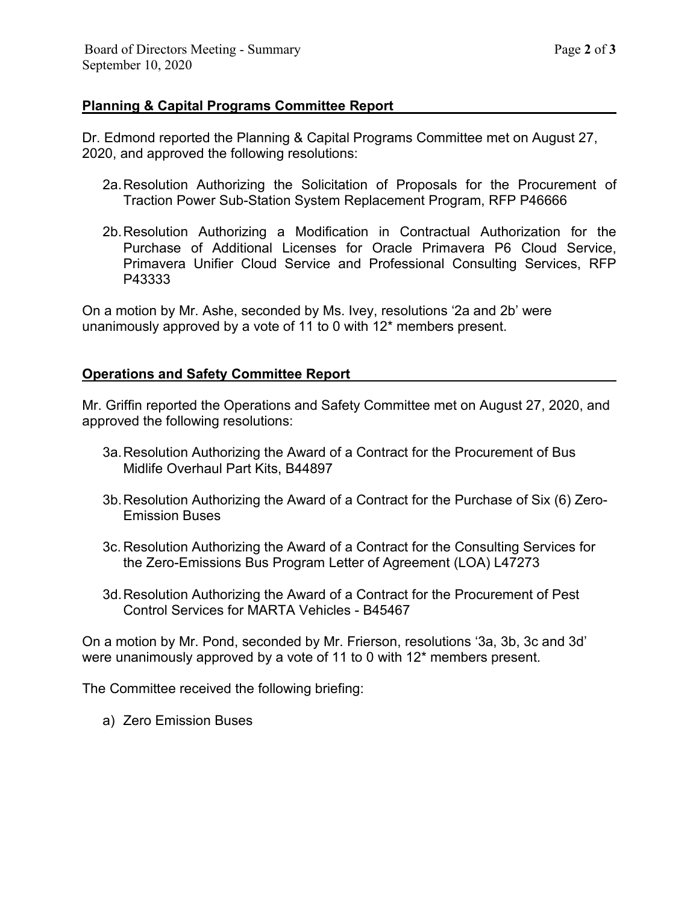## Planning & Capital Programs Committee Report

Dr. Edmond reported the Planning & Capital Programs Committee met on August 27, 2020, and approved the following resolutions:

2a. Resolution Authorizing the Solicitation of Proposals for the Procurement of Traction Power Sub-Station System Replacement Program, RFP P46666

2b. Resolution Authorizing a Modification in Contractual Authorization for the Purchase of Additional Licenses for Oracle Primavera P6 Cloud Service, Primavera Unifier Cloud Service and Professional Consulting Services, RFP P43333

On a motion by Mr. Ashe, seconded by Ms. Ivey, resolutions '2a and 2b' were unanimously approved by a vote of 11 to 0 with 12* members present.

## Operations and Safety Committee Report

Mr. Griffin reported the Operations and Safety Committee met on August 27, 2020, and approved the following resolutions:

3a. Resolution Authorizing the Award of a Contract for the Procurement of Bus Midlife Overhaul Part Kits, B44897

3b. Resolution Authorizing the Award of a Contract for the Purchase of Six (6) Zero-Emission Buses

3c. Resolution Authorizing the Award of a Contract for the Consulting Services for the Zero-Emissions Bus Program Letter of Agreement (LOA) L47273

3d. Resolution Authorizing the Award of a Contract for the Procurement of Pest Control Services for MARTA Vehicles - B45467

On a motion by Mr. Pond, seconded by Mr. Frierson, resolutions '3a, 3b, 3c and 3d' were unanimously approved by a vote of 11 to 0 with 12* members present.

The Committee received the following briefing:

a) Zero Emission Buses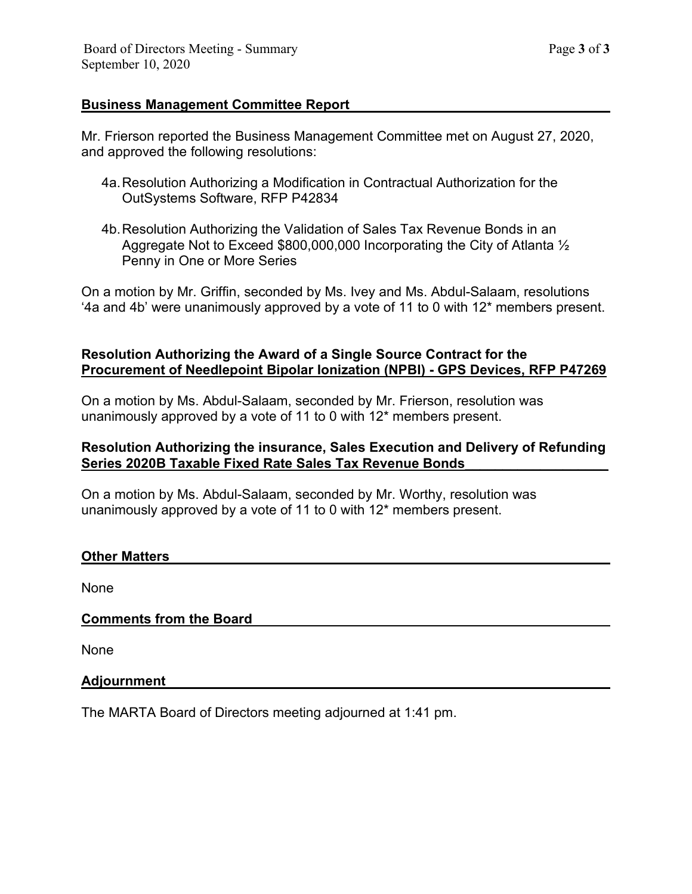**Business Management Committee Report**

Mr. Frierson reported the Business Management Committee met on August 27, 2020, and approved the following resolutions:

4a. Resolution Authorizing a Modification in Contractual Authorization for the OutSystems Software, RFP P42834

4b. Resolution Authorizing the Validation of Sales Tax Revenue Bonds in an Aggregate Not to Exceed $800,000,000 Incorporating the City of Atlanta ½ Penny in One or More Series

On a motion by Mr. Griffin, seconded by Ms. Ivey and Ms. Abdul-Salaam, resolutions '4a and 4b' were unanimously approved by a vote of 11 to 0 with 12* members present.

**Resolution Authorizing the Award of a Single Source Contract for the Procurement of Needlepoint Bipolar Ionization (NPBI) - GPS Devices, RFP P47269**

On a motion by Ms. Abdul-Salaam, seconded by Mr. Frierson, resolution was unanimously approved by a vote of 11 to 0 with 12* members present.

**Resolution Authorizing the insurance, Sales Execution and Delivery of Refunding Series 2020B Taxable Fixed Rate Sales Tax Revenue Bonds**

On a motion by Ms. Abdul-Salaam, seconded by Mr. Worthy, resolution was unanimously approved by a vote of 11 to 0 with 12* members present.

**Other Matters**

None

**Comments from the Board**

None

**Adjournment**

The MARTA Board of Directors meeting adjourned at 1:41 pm.